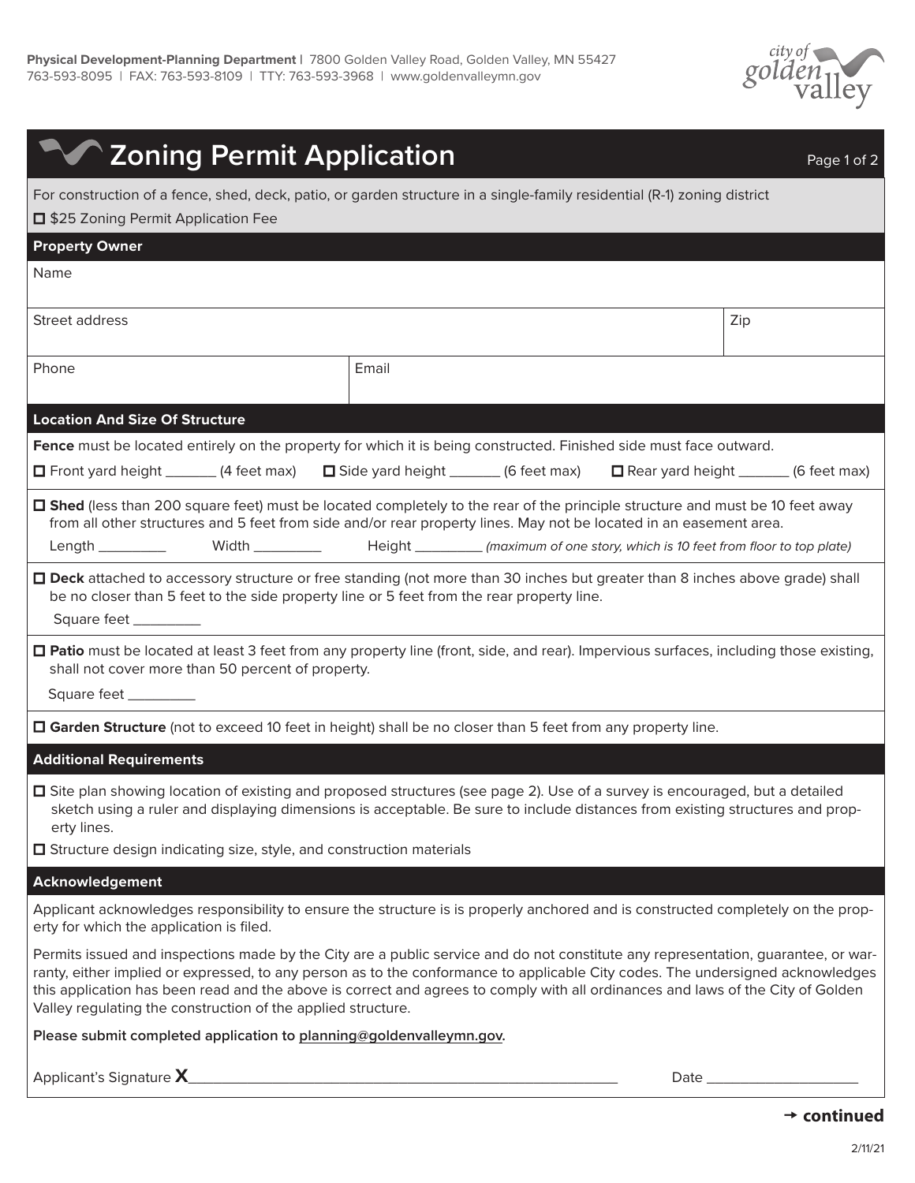**Physical Development-Planning Department** | 7800 Golden Valley Road, Golden Valley, MN 55427
763-593-8095 | FAX: 763-593-8109 | TTY: 763-593-3968 | www.goldenvalleymn.gov

city of golden valley

# Zoning Permit Application

For construction of a fence, shed, deck, patio, or garden structure in a single-family residential (R-1) zoning district

☐ $25 Zoning Permit Application Fee

## Property Owner

Name

Street address | Zip

Phone | Email

## Location And Size Of Structure

**Fence** must be located entirely on the property for which it is being constructed. Finished side must face outward.

☐ Front yard height _______ (4 feet max) ☐ Side yard height _______ (6 feet max) ☐ Rear yard height _______ (6 feet max)

☐ **Shed** (less than 200 square feet) must be located completely to the rear of the principle structure and must be 10 feet away from all other structures and 5 feet from side and/or rear property lines. May not be located in an easement area.

Length _________ Width _________ Height _________ *(maximum of one story, which is 10 feet from floor to top plate)*

☐ **Deck** attached to accessory structure or free standing (not more than 30 inches but greater than 8 inches above grade) shall be no closer than 5 feet to the side property line or 5 feet from the rear property line.

Square feet _________

☐ **Patio** must be located at least 3 feet from any property line (front, side, and rear). Impervious surfaces, including those existing, shall not cover more than 50 percent of property.

Square feet _________

☐ **Garden Structure** (not to exceed 10 feet in height) shall be no closer than 5 feet from any property line.

## Additional Requirements

☐ Site plan showing location of existing and proposed structures (see page 2). Use of a survey is encouraged, but a detailed sketch using a ruler and displaying dimensions is acceptable. Be sure to include distances from existing structures and property lines.

☐ Structure design indicating size, style, and construction materials

## Acknowledgement

Applicant acknowledges responsibility to ensure the structure is is properly anchored and is constructed completely on the property for which the application is filed.

Permits issued and inspections made by the City are a public service and do not constitute any representation, guarantee, or warranty, either implied or expressed, to any person as to the conformance to applicable City codes. The undersigned acknowledges this application has been read and the above is correct and agrees to comply with all ordinances and laws of the City of Golden Valley regulating the construction of the applied structure.

**Please submit completed application to planning@goldenvalleymn.gov.**

Applicant's Signature **X**_______________________________________________ Date ____________________

→ **continued**

2/11/21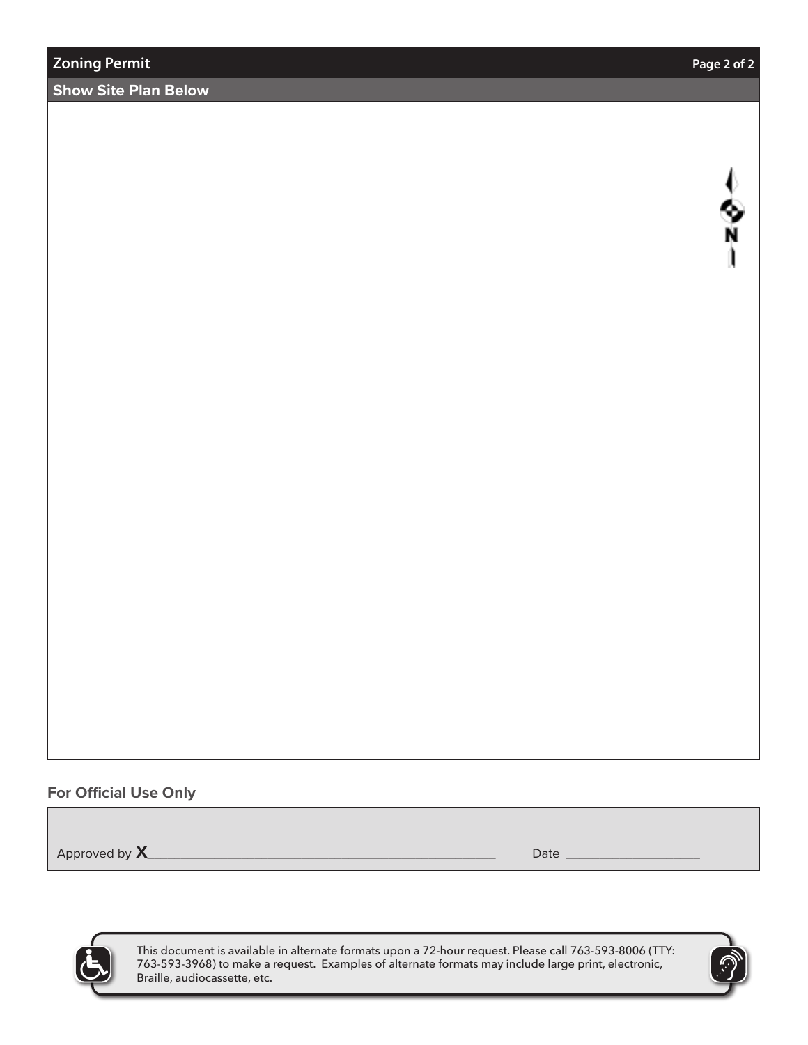## Zoning Permit

### Show Site Plan Below

N

### For Official Use Only

Approved by **X**\_\_\_\_\_\_\_\_\_\_\_\_\_\_\_\_\_\_\_\_\_\_\_\_\_\_\_\_\_\_\_\_\_\_\_\_\_\_\_\_\_\_ Date \_\_\_\_\_\_\_\_\_\_\_\_\_\_\_\_\_\_

This document is available in alternate formats upon a 72-hour request. Please call 763-593-8006 (TTY: 763-593-3968) to make a request. Examples of alternate formats may include large print, electronic, Braille, audiocassette, etc.